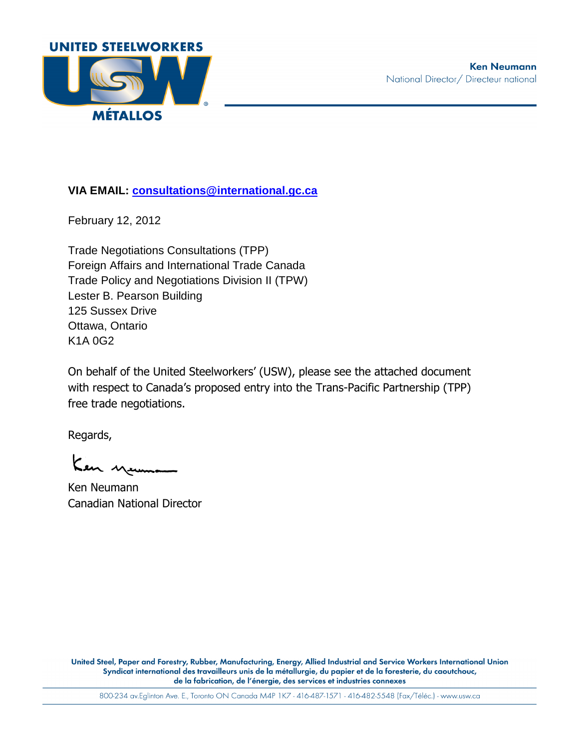UNITED STEELWORKERS

USW

MÉTALLOS

**Ken Neumann**
National Director/ Directeur national

**VIA EMAIL: consultations@international.gc.ca**

February 12, 2012

Trade Negotiations Consultations (TPP)
Foreign Affairs and International Trade Canada
Trade Policy and Negotiations Division II (TPW)
Lester B. Pearson Building
125 Sussex Drive
Ottawa, Ontario
K1A 0G2

On behalf of the United Steelworkers' (USW), please see the attached document with respect to Canada's proposed entry into the Trans-Pacific Partnership (TPP) free trade negotiations.

Regards,

Ken Neumann
Canadian National Director

United Steel, Paper and Forestry, Rubber, Manufacturing, Energy, Allied Industrial and Service Workers International Union
Syndicat international des travailleurs unis de la métallurgie, du papier et de la foresterie, du caoutchouc, de la fabrication, de l'énergie, des services et industries connexes

800-234 av.Eglinton Ave. E., Toronto ON Canada M4P 1K7 - 416-487-1571 - 416-482-5548 (Fax/Téléc.) - www.usw.ca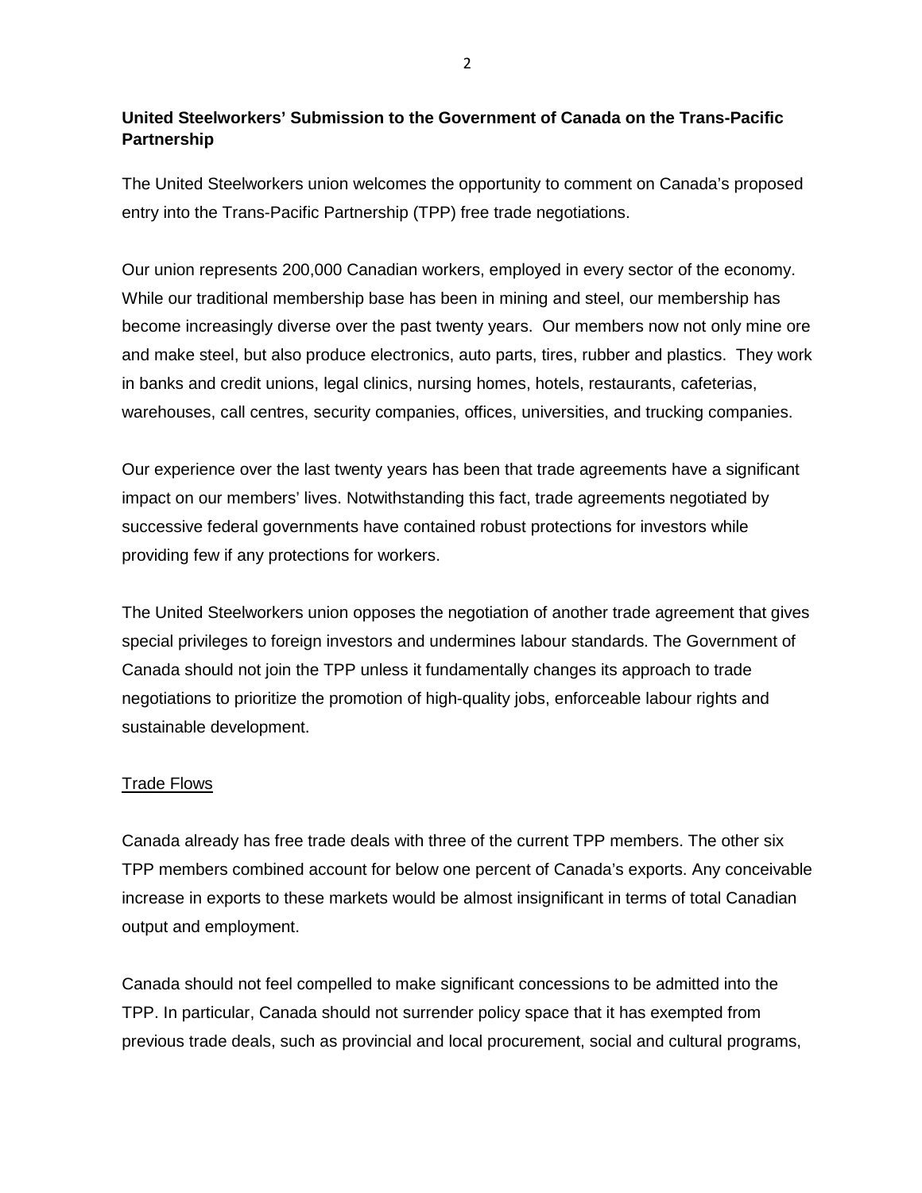**United Steelworkers' Submission to the Government of Canada on the Trans-Pacific Partnership**

The United Steelworkers union welcomes the opportunity to comment on Canada's proposed entry into the Trans-Pacific Partnership (TPP) free trade negotiations.

Our union represents 200,000 Canadian workers, employed in every sector of the economy. While our traditional membership base has been in mining and steel, our membership has become increasingly diverse over the past twenty years. Our members now not only mine ore and make steel, but also produce electronics, auto parts, tires, rubber and plastics. They work in banks and credit unions, legal clinics, nursing homes, hotels, restaurants, cafeterias, warehouses, call centres, security companies, offices, universities, and trucking companies.

Our experience over the last twenty years has been that trade agreements have a significant impact on our members' lives. Notwithstanding this fact, trade agreements negotiated by successive federal governments have contained robust protections for investors while providing few if any protections for workers.

The United Steelworkers union opposes the negotiation of another trade agreement that gives special privileges to foreign investors and undermines labour standards. The Government of Canada should not join the TPP unless it fundamentally changes its approach to trade negotiations to prioritize the promotion of high-quality jobs, enforceable labour rights and sustainable development.

<u>Trade Flows</u>

Canada already has free trade deals with three of the current TPP members. The other six TPP members combined account for below one percent of Canada's exports. Any conceivable increase in exports to these markets would be almost insignificant in terms of total Canadian output and employment.

Canada should not feel compelled to make significant concessions to be admitted into the TPP. In particular, Canada should not surrender policy space that it has exempted from previous trade deals, such as provincial and local procurement, social and cultural programs,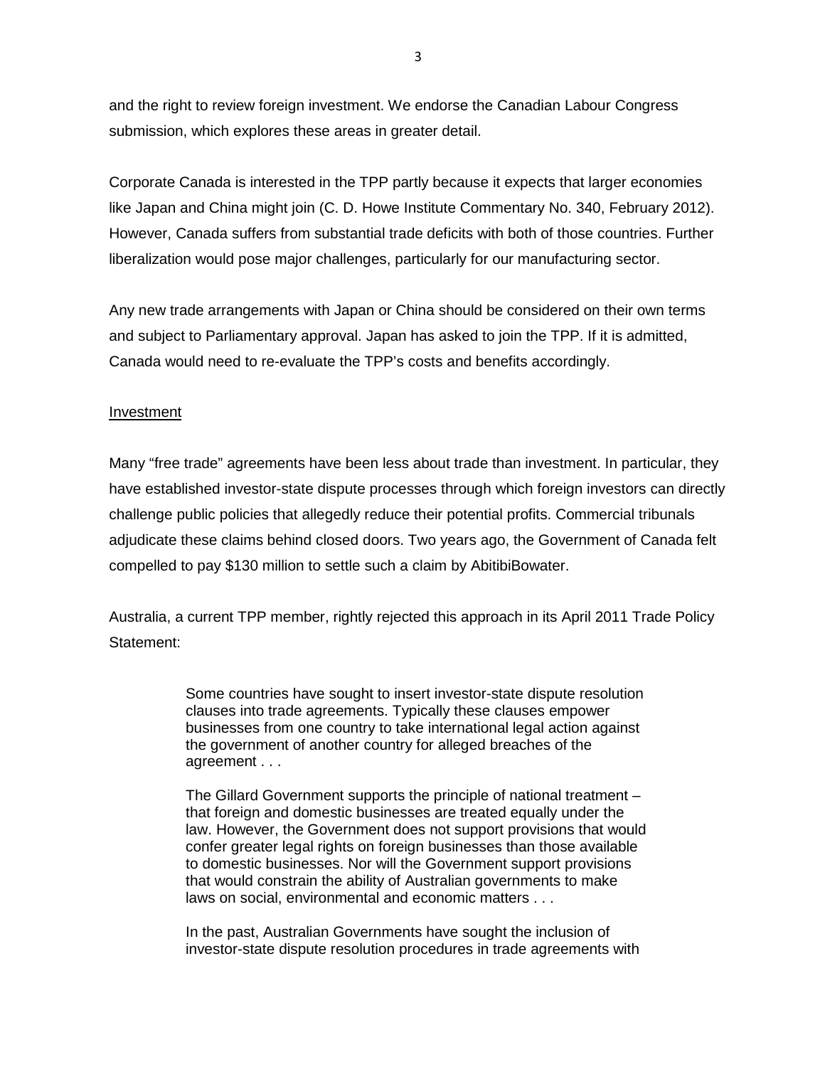and the right to review foreign investment. We endorse the Canadian Labour Congress submission, which explores these areas in greater detail.

Corporate Canada is interested in the TPP partly because it expects that larger economies like Japan and China might join (C. D. Howe Institute Commentary No. 340, February 2012). However, Canada suffers from substantial trade deficits with both of those countries. Further liberalization would pose major challenges, particularly for our manufacturing sector.

Any new trade arrangements with Japan or China should be considered on their own terms and subject to Parliamentary approval. Japan has asked to join the TPP. If it is admitted, Canada would need to re-evaluate the TPP's costs and benefits accordingly.

<u>Investment</u>

Many "free trade" agreements have been less about trade than investment. In particular, they have established investor-state dispute processes through which foreign investors can directly challenge public policies that allegedly reduce their potential profits. Commercial tribunals adjudicate these claims behind closed doors. Two years ago, the Government of Canada felt compelled to pay $130 million to settle such a claim by AbitibiBowater.

Australia, a current TPP member, rightly rejected this approach in its April 2011 Trade Policy Statement:

> Some countries have sought to insert investor-state dispute resolution clauses into trade agreements. Typically these clauses empower businesses from one country to take international legal action against the government of another country for alleged breaches of the agreement . . .
>
> The Gillard Government supports the principle of national treatment – that foreign and domestic businesses are treated equally under the law. However, the Government does not support provisions that would confer greater legal rights on foreign businesses than those available to domestic businesses. Nor will the Government support provisions that would constrain the ability of Australian governments to make laws on social, environmental and economic matters . . .
>
> In the past, Australian Governments have sought the inclusion of investor-state dispute resolution procedures in trade agreements with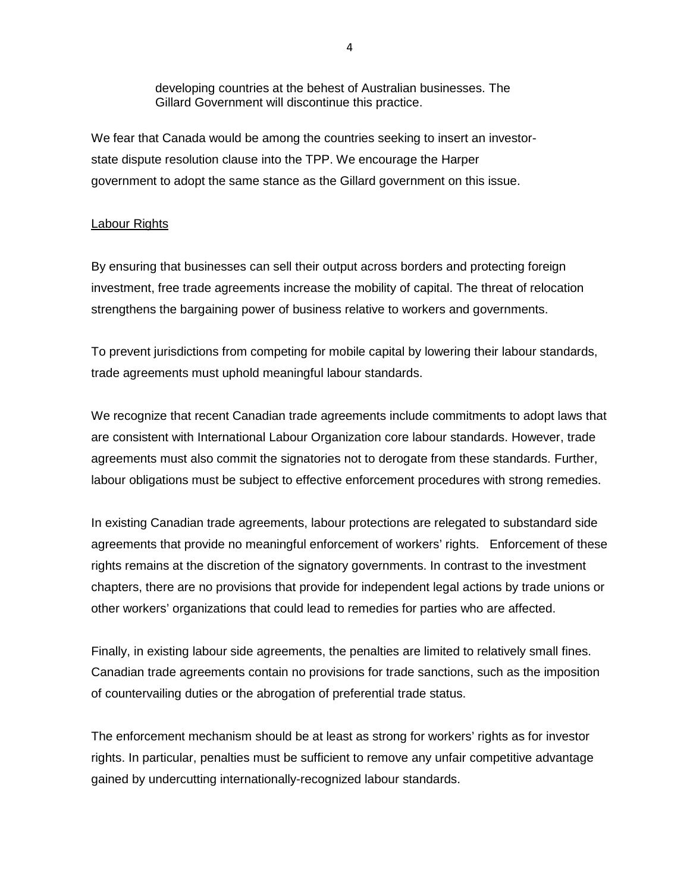> developing countries at the behest of Australian businesses. The Gillard Government will discontinue this practice.

We fear that Canada would be among the countries seeking to insert an investor-state dispute resolution clause into the TPP. We encourage the Harper government to adopt the same stance as the Gillard government on this issue.

## Labour Rights

By ensuring that businesses can sell their output across borders and protecting foreign investment, free trade agreements increase the mobility of capital. The threat of relocation strengthens the bargaining power of business relative to workers and governments.

To prevent jurisdictions from competing for mobile capital by lowering their labour standards, trade agreements must uphold meaningful labour standards.

We recognize that recent Canadian trade agreements include commitments to adopt laws that are consistent with International Labour Organization core labour standards. However, trade agreements must also commit the signatories not to derogate from these standards. Further, labour obligations must be subject to effective enforcement procedures with strong remedies.

In existing Canadian trade agreements, labour protections are relegated to substandard side agreements that provide no meaningful enforcement of workers' rights. Enforcement of these rights remains at the discretion of the signatory governments. In contrast to the investment chapters, there are no provisions that provide for independent legal actions by trade unions or other workers' organizations that could lead to remedies for parties who are affected.

Finally, in existing labour side agreements, the penalties are limited to relatively small fines. Canadian trade agreements contain no provisions for trade sanctions, such as the imposition of countervailing duties or the abrogation of preferential trade status.

The enforcement mechanism should be at least as strong for workers' rights as for investor rights. In particular, penalties must be sufficient to remove any unfair competitive advantage gained by undercutting internationally-recognized labour standards.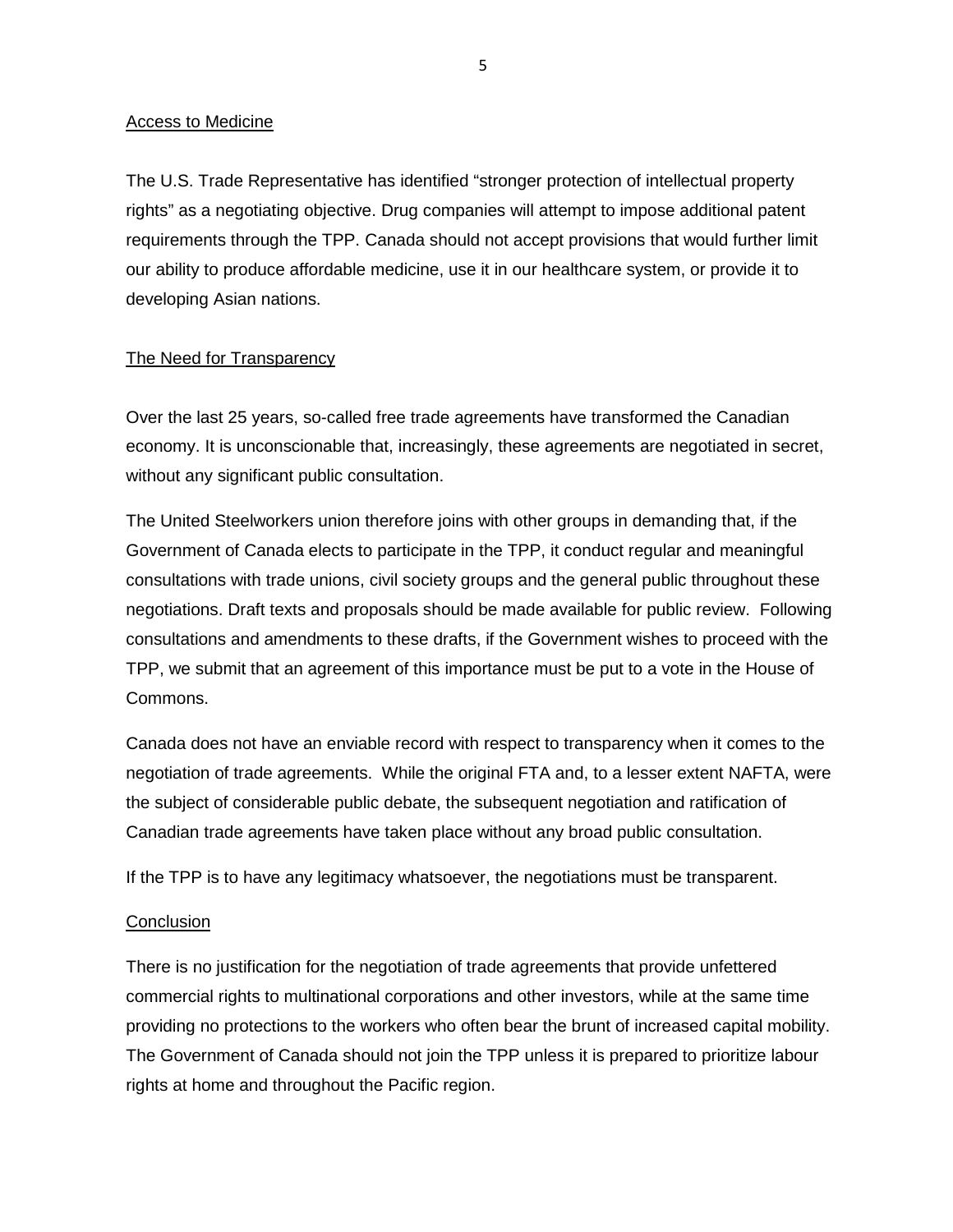## Access to Medicine

The U.S. Trade Representative has identified "stronger protection of intellectual property rights" as a negotiating objective. Drug companies will attempt to impose additional patent requirements through the TPP. Canada should not accept provisions that would further limit our ability to produce affordable medicine, use it in our healthcare system, or provide it to developing Asian nations.

## The Need for Transparency

Over the last 25 years, so-called free trade agreements have transformed the Canadian economy. It is unconscionable that, increasingly, these agreements are negotiated in secret, without any significant public consultation.

The United Steelworkers union therefore joins with other groups in demanding that, if the Government of Canada elects to participate in the TPP, it conduct regular and meaningful consultations with trade unions, civil society groups and the general public throughout these negotiations. Draft texts and proposals should be made available for public review. Following consultations and amendments to these drafts, if the Government wishes to proceed with the TPP, we submit that an agreement of this importance must be put to a vote in the House of Commons.

Canada does not have an enviable record with respect to transparency when it comes to the negotiation of trade agreements. While the original FTA and, to a lesser extent NAFTA, were the subject of considerable public debate, the subsequent negotiation and ratification of Canadian trade agreements have taken place without any broad public consultation.

If the TPP is to have any legitimacy whatsoever, the negotiations must be transparent.

## Conclusion

There is no justification for the negotiation of trade agreements that provide unfettered commercial rights to multinational corporations and other investors, while at the same time providing no protections to the workers who often bear the brunt of increased capital mobility. The Government of Canada should not join the TPP unless it is prepared to prioritize labour rights at home and throughout the Pacific region.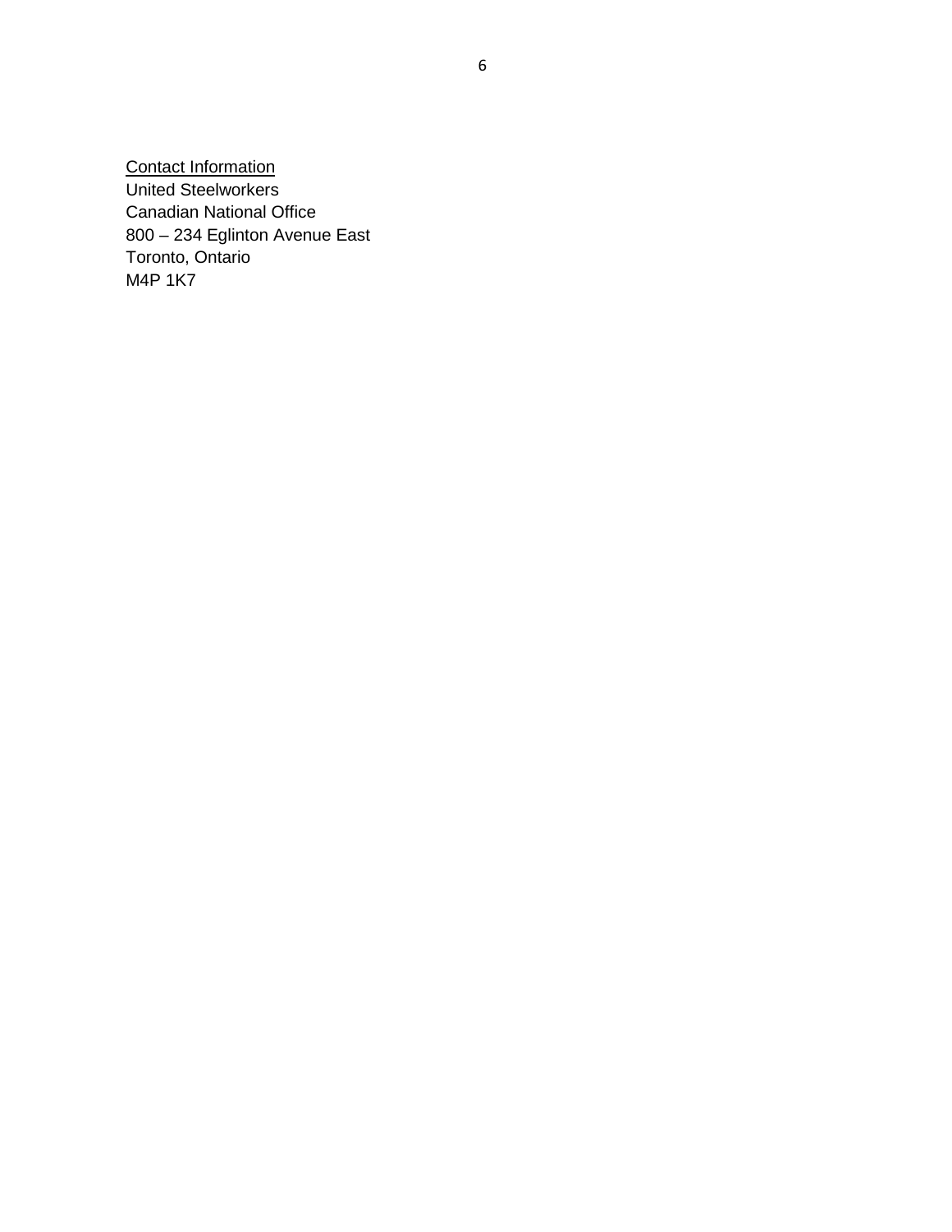<u>Contact Information</u>
United Steelworkers
Canadian National Office
800 – 234 Eglinton Avenue East
Toronto, Ontario
M4P 1K7